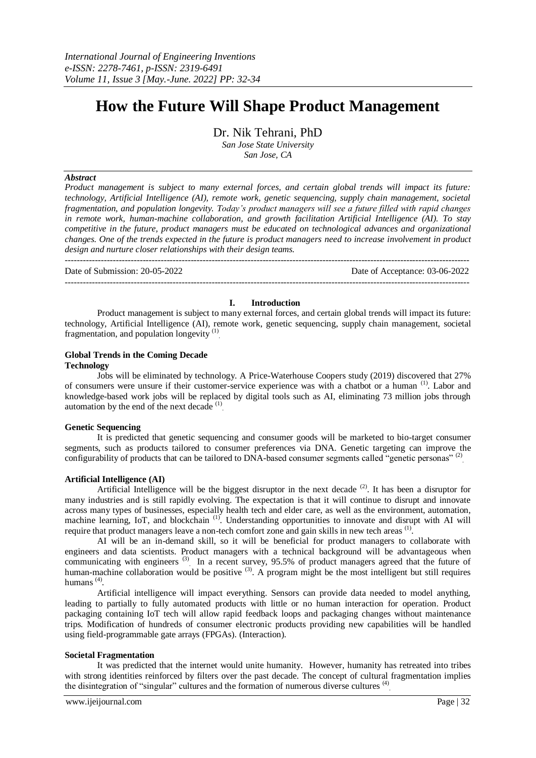# How the Future Will Shape Product Management

Dr. Nik Tehrani, PhD

*San Jose State University*
*San Jose, CA*

***Abstract***

*Product management is subject to many external forces, and certain global trends will impact its future: technology, Artificial Intelligence (AI), remote work, genetic sequencing, supply chain management, societal fragmentation, and population longevity. Today's product managers will see a future filled with rapid changes in remote work, human-machine collaboration, and growth facilitation Artificial Intelligence (AI). To stay competitive in the future, product managers must be educated on technological advances and organizational changes. One of the trends expected in the future is product managers need to increase involvement in product design and nurture closer relationships with their design teams.*

---

Date of Submission: 20-05-2022 Date of Acceptance: 03-06-2022

---

## I. Introduction

Product management is subject to many external forces, and certain global trends will impact its future: technology, Artificial Intelligence (AI), remote work, genetic sequencing, supply chain management, societal fragmentation, and population longevity [(1)].

### Global Trends in the Coming Decade

#### Technology

Jobs will be eliminated by technology. A Price-Waterhouse Coopers study (2019) discovered that 27% of consumers were unsure if their customer-service experience was with a chatbot or a human [(1)]. Labor and knowledge-based work jobs will be replaced by digital tools such as AI, eliminating 73 million jobs through automation by the end of the next decade [(1)].

#### Genetic Sequencing

It is predicted that genetic sequencing and consumer goods will be marketed to bio-target consumer segments, such as products tailored to consumer preferences via DNA. Genetic targeting can improve the configurability of products that can be tailored to DNA-based consumer segments called "genetic personas" [(2)].

#### Artificial Intelligence (AI)

Artificial Intelligence will be the biggest disruptor in the next decade [(2)]. It has been a disruptor for many industries and is still rapidly evolving. The expectation is that it will continue to disrupt and innovate across many types of businesses, especially health tech and elder care, as well as the environment, automation, machine learning, IoT, and blockchain [(1)]. Understanding opportunities to innovate and disrupt with AI will require that product managers leave a non-tech comfort zone and gain skills in new tech areas [(1)].

AI will be an in-demand skill, so it will be beneficial for product managers to collaborate with engineers and data scientists. Product managers with a technical background will be advantageous when communicating with engineers [(3)]. In a recent survey, 95.5% of product managers agreed that the future of human-machine collaboration would be positive [(3)]. A program might be the most intelligent but still requires humans [(4)].

Artificial intelligence will impact everything. Sensors can provide data needed to model anything, leading to partially to fully automated products with little or no human interaction for operation. Product packaging containing IoT tech will allow rapid feedback loops and packaging changes without maintenance trips. Modification of hundreds of consumer electronic products providing new capabilities will be handled using field-programmable gate arrays (FPGAs). (Interaction).

#### Societal Fragmentation

It was predicted that the internet would unite humanity. However, humanity has retreated into tribes with strong identities reinforced by filters over the past decade. The concept of cultural fragmentation implies the disintegration of "singular" cultures and the formation of numerous diverse cultures [(4)].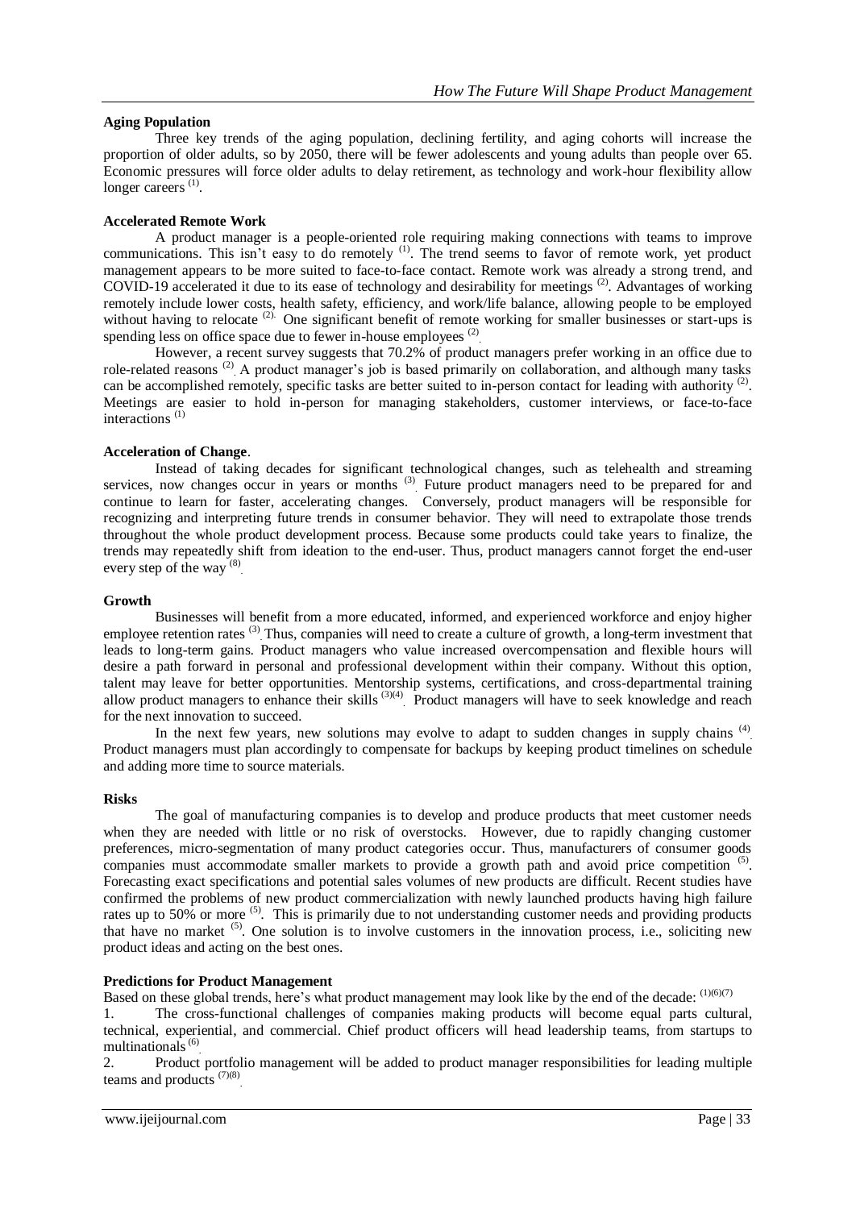**Aging Population**

Three key trends of the aging population, declining fertility, and aging cohorts will increase the proportion of older adults, so by 2050, there will be fewer adolescents and young adults than people over 65. Economic pressures will force older adults to delay retirement, as technology and work-hour flexibility allow longer careers [1].

**Accelerated Remote Work**

A product manager is a people-oriented role requiring making connections with teams to improve communications. This isn't easy to do remotely [1]. The trend seems to favor of remote work, yet product management appears to be more suited to face-to-face contact. Remote work was already a strong trend, and COVID-19 accelerated it due to its ease of technology and desirability for meetings [2]. Advantages of working remotely include lower costs, health safety, efficiency, and work/life balance, allowing people to be employed without having to relocate [2]. One significant benefit of remote working for smaller businesses or start-ups is spending less on office space due to fewer in-house employees [2].

However, a recent survey suggests that 70.2% of product managers prefer working in an office due to role-related reasons [2]. A product manager's job is based primarily on collaboration, and although many tasks can be accomplished remotely, specific tasks are better suited to in-person contact for leading with authority [2]. Meetings are easier to hold in-person for managing stakeholders, customer interviews, or face-to-face interactions [1]

**Acceleration of Change**.

Instead of taking decades for significant technological changes, such as telehealth and streaming services, now changes occur in years or months [3]. Future product managers need to be prepared for and continue to learn for faster, accelerating changes. Conversely, product managers will be responsible for recognizing and interpreting future trends in consumer behavior. They will need to extrapolate those trends throughout the whole product development process. Because some products could take years to finalize, the trends may repeatedly shift from ideation to the end-user. Thus, product managers cannot forget the end-user every step of the way [8].

**Growth**

Businesses will benefit from a more educated, informed, and experienced workforce and enjoy higher employee retention rates [3]. Thus, companies will need to create a culture of growth, a long-term investment that leads to long-term gains. Product managers who value increased overcompensation and flexible hours will desire a path forward in personal and professional development within their company. Without this option, talent may leave for better opportunities. Mentorship systems, certifications, and cross-departmental training allow product managers to enhance their skills [3][4]. Product managers will have to seek knowledge and reach for the next innovation to succeed.

In the next few years, new solutions may evolve to adapt to sudden changes in supply chains [4]. Product managers must plan accordingly to compensate for backups by keeping product timelines on schedule and adding more time to source materials.

**Risks**

The goal of manufacturing companies is to develop and produce products that meet customer needs when they are needed with little or no risk of overstocks. However, due to rapidly changing customer preferences, micro-segmentation of many product categories occur. Thus, manufacturers of consumer goods companies must accommodate smaller markets to provide a growth path and avoid price competition [5]. Forecasting exact specifications and potential sales volumes of new products are difficult. Recent studies have confirmed the problems of new product commercialization with newly launched products having high failure rates up to 50% or more [5]. This is primarily due to not understanding customer needs and providing products that have no market [5]. One solution is to involve customers in the innovation process, i.e., soliciting new product ideas and acting on the best ones.

**Predictions for Product Management**

Based on these global trends, here's what product management may look like by the end of the decade: [1][6][7]

1. The cross-functional challenges of companies making products will become equal parts cultural, technical, experiential, and commercial. Chief product officers will head leadership teams, from startups to multinationals [6].
2. Product portfolio management will be added to product manager responsibilities for leading multiple teams and products [7][8].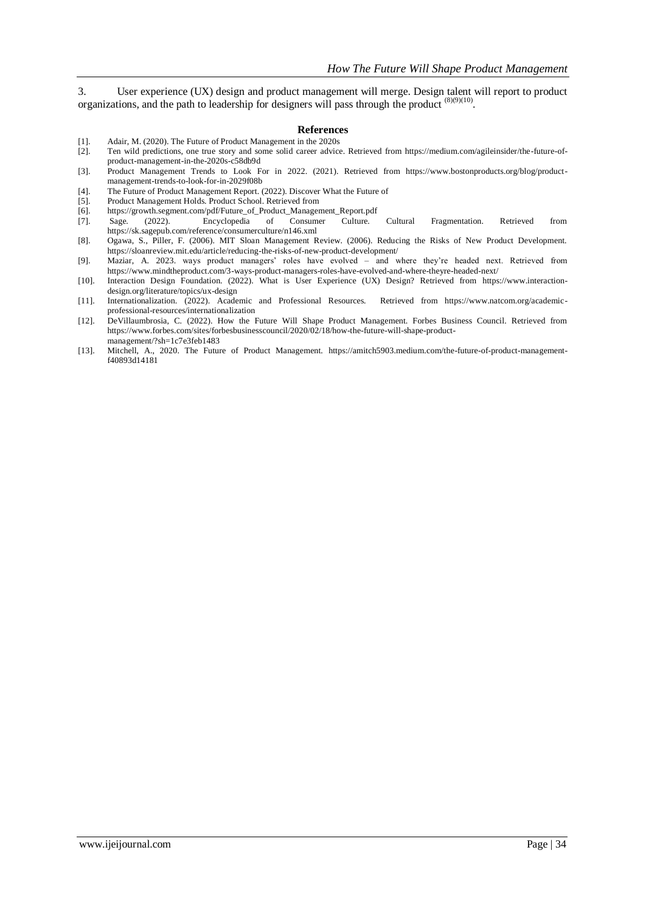3. User experience (UX) design and product management will merge. Design talent will report to product organizations, and the path to leadership for designers will pass through the product [(8)(9)(10)].

## References

[1]. Adair, M. (2020). The Future of Product Management in the 2020s

[2]. Ten wild predictions, one true story and some solid career advice. Retrieved from https://medium.com/agileinsider/the-future-of-product-management-in-the-2020s-c58db9d

[3]. Product Management Trends to Look For in 2022. (2021). Retrieved from https://www.bostonproducts.org/blog/product-management-trends-to-look-for-in-2029f08b

[4]. The Future of Product Management Report. (2022). Discover What the Future of

[5]. Product Management Holds. Product School. Retrieved from

[6]. https://growth.segment.com/pdf/Future_of_Product_Management_Report.pdf

[7]. Sage. (2022). Encyclopedia of Consumer Culture. Cultural Fragmentation. Retrieved from https://sk.sagepub.com/reference/consumerculture/n146.xml

[8]. Ogawa, S., Piller, F. (2006). MIT Sloan Management Review. (2006). Reducing the Risks of New Product Development. https://sloanreview.mit.edu/article/reducing-the-risks-of-new-product-development/

[9]. Maziar, A. 2023. ways product managers' roles have evolved – and where they're headed next. Retrieved from https://www.mindtheproduct.com/3-ways-product-managers-roles-have-evolved-and-where-theyre-headed-next/

[10]. Interaction Design Foundation. (2022). What is User Experience (UX) Design? Retrieved from https://www.interaction-design.org/literature/topics/ux-design

[11]. Internationalization. (2022). Academic and Professional Resources. Retrieved from https://www.natcom.org/academic-professional-resources/internationalization

[12]. DeVillaumbrosia, C. (2022). How the Future Will Shape Product Management. Forbes Business Council. Retrieved from https://www.forbes.com/sites/forbesbusinesscouncil/2020/02/18/how-the-future-will-shape-product-management/?sh=1c7e3feb1483

[13]. Mitchell, A., 2020. The Future of Product Management. https://amitch5903.medium.com/the-future-of-product-management-f40893d14181